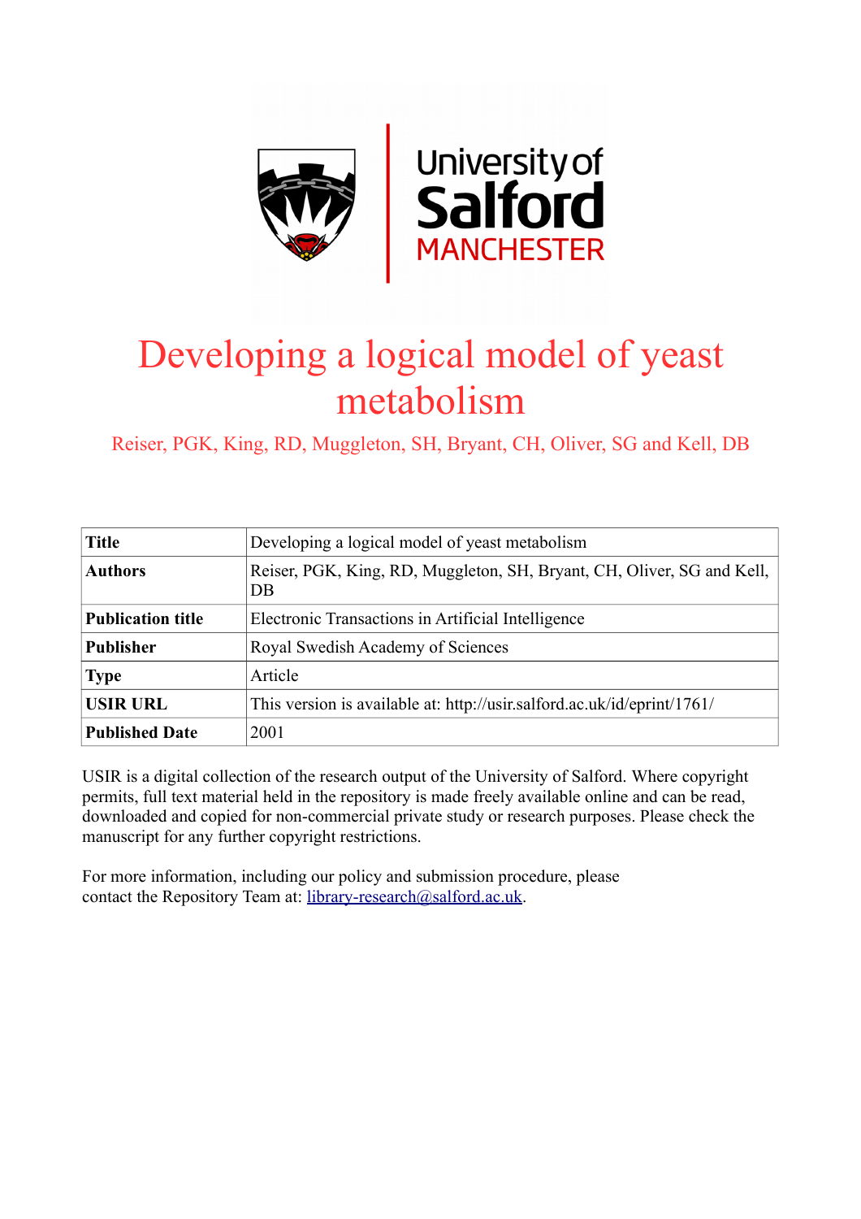# Developing a logical model of yeast metabolism

Reiser, PGK, King, RD, Muggleton, SH, Bryant, CH, Oliver, SG and Kell, DB

| **Title** | Developing a logical model of yeast metabolism |
|---|---|
| **Authors** | Reiser, PGK, King, RD, Muggleton, SH, Bryant, CH, Oliver, SG and Kell, DB |
| **Publication title** | Electronic Transactions in Artificial Intelligence |
| **Publisher** | Royal Swedish Academy of Sciences |
| **Type** | Article |
| **USIR URL** | This version is available at: http://usir.salford.ac.uk/id/eprint/1761/ |
| **Published Date** | 2001 |

USIR is a digital collection of the research output of the University of Salford. Where copyright permits, full text material held in the repository is made freely available online and can be read, downloaded and copied for non-commercial private study or research purposes. Please check the manuscript for any further copyright restrictions.

For more information, including our policy and submission procedure, please contact the Repository Team at: library-research@salford.ac.uk.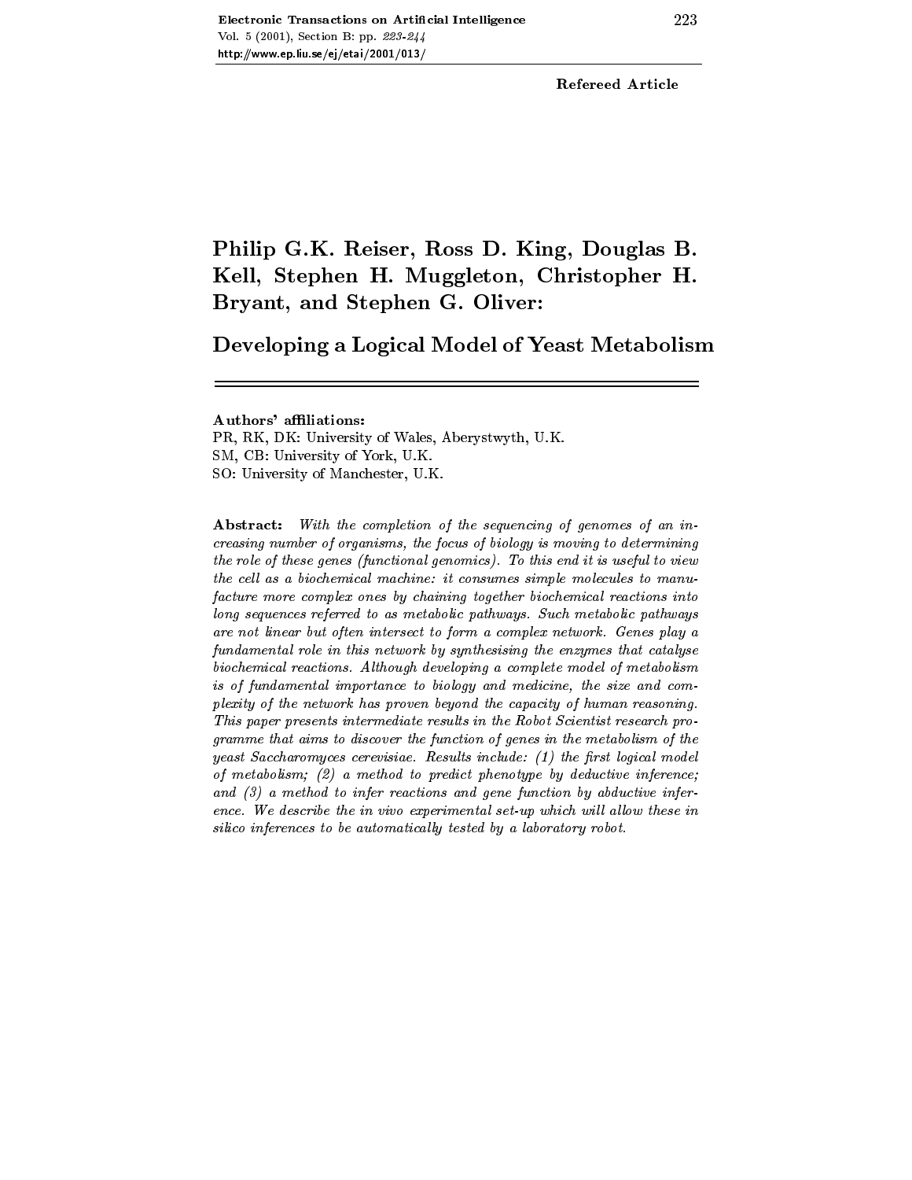Refereed Article

# Philip G.K. Reiser, Ross D. King, Douglas B. Kell, Stephen H. Muggleton, Christopher H. Bryant, and Stephen G. Oliver:

## Developing a Logical Model of Yeast Metabolism

---

**Authors' affiliations:**
PR, RK, DK: University of Wales, Aberystwyth, U.K.
SM, CB: University of York, U.K.
SO: University of Manchester, U.K.

**Abstract:** *With the completion of the sequencing of genomes of an increasing number of organisms, the focus of biology is moving to determining the role of these genes (functional genomics). To this end it is useful to view the cell as a biochemical machine: it consumes simple molecules to manufacture more complex ones by chaining together biochemical reactions into long sequences referred to as metabolic pathways. Such metabolic pathways are not linear but often intersect to form a complex network. Genes play a fundamental role in this network by synthesising the enzymes that catalyse biochemical reactions. Although developing a complete model of metabolism is of fundamental importance to biology and medicine, the size and complexity of the network has proven beyond the capacity of human reasoning. This paper presents intermediate results in the Robot Scientist research programme that aims to discover the function of genes in the metabolism of the yeast Saccharomyces cerevisiae. Results include: (1) the first logical model of metabolism; (2) a method to predict phenotype by deductive inference; and (3) a method to infer reactions and gene function by abductive inference. We describe the in vivo experimental set-up which will allow these in silico inferences to be automatically tested by a laboratory robot.*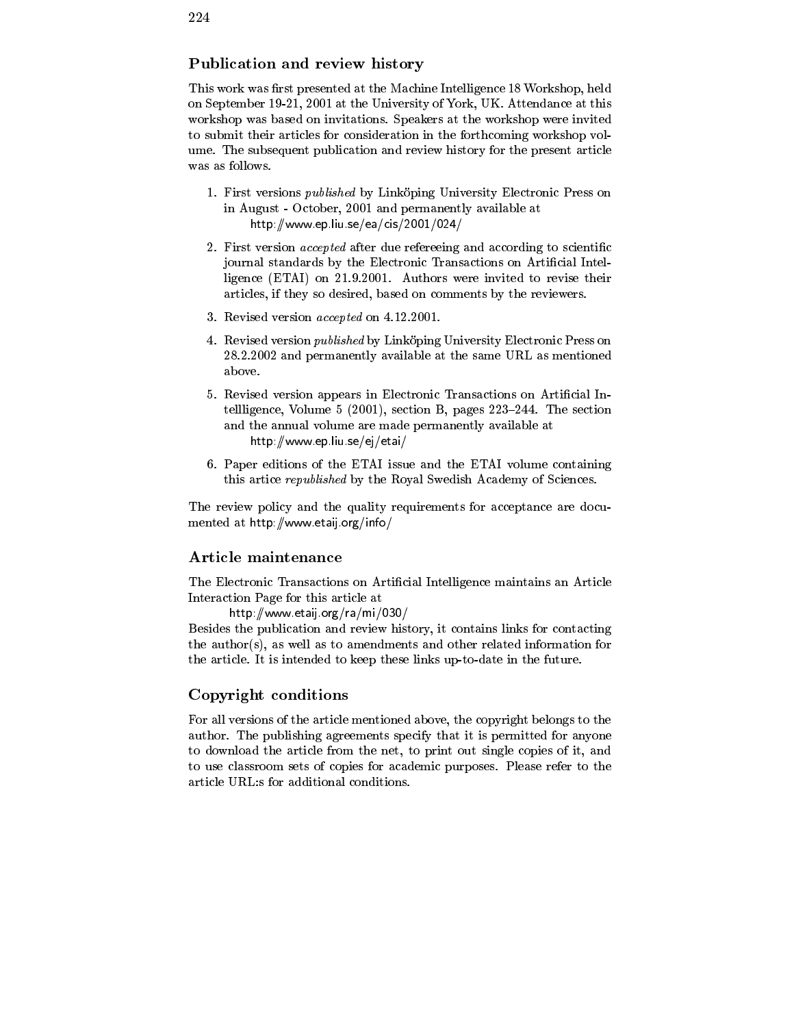## Publication and review history

This work was first presented at the Machine Intelligence 18 Workshop, held on September 19-21, 2001 at the University of York, UK. Attendance at this workshop was based on invitations. Speakers at the workshop were invited to submit their articles for consideration in the forthcoming workshop volume. The subsequent publication and review history for the present article was as follows.

1. First versions *published* by Linköping University Electronic Press on in August - October, 2001 and permanently available at
   http://www.ep.liu.se/ea/cis/2001/024/
2. First version *accepted* after due refereeing and according to scientific journal standards by the Electronic Transactions on Artificial Intelligence (ETAI) on 21.9.2001. Authors were invited to revise their articles, if they so desired, based on comments by the reviewers.
3. Revised version *accepted* on 4.12.2001.
4. Revised version *published* by Linköping University Electronic Press on 28.2.2002 and permanently available at the same URL as mentioned above.
5. Revised version appears in Electronic Transactions on Artificial Intellligence, Volume 5 (2001), section B, pages 223–244. The section and the annual volume are made permanently available at
   http://www.ep.liu.se/ej/etai/
6. Paper editions of the ETAI issue and the ETAI volume containing this artice *republished* by the Royal Swedish Academy of Sciences.

The review policy and the quality requirements for acceptance are documented at http://www.etaij.org/info/

## Article maintenance

The Electronic Transactions on Artificial Intelligence maintains an Article Interaction Page for this article at
http://www.etaij.org/ra/mi/030/
Besides the publication and review history, it contains links for contacting the author(s), as well as to amendments and other related information for the article. It is intended to keep these links up-to-date in the future.

## Copyright conditions

For all versions of the article mentioned above, the copyright belongs to the author. The publishing agreements specify that it is permitted for anyone to download the article from the net, to print out single copies of it, and to use classroom sets of copies for academic purposes. Please refer to the article URL:s for additional conditions.